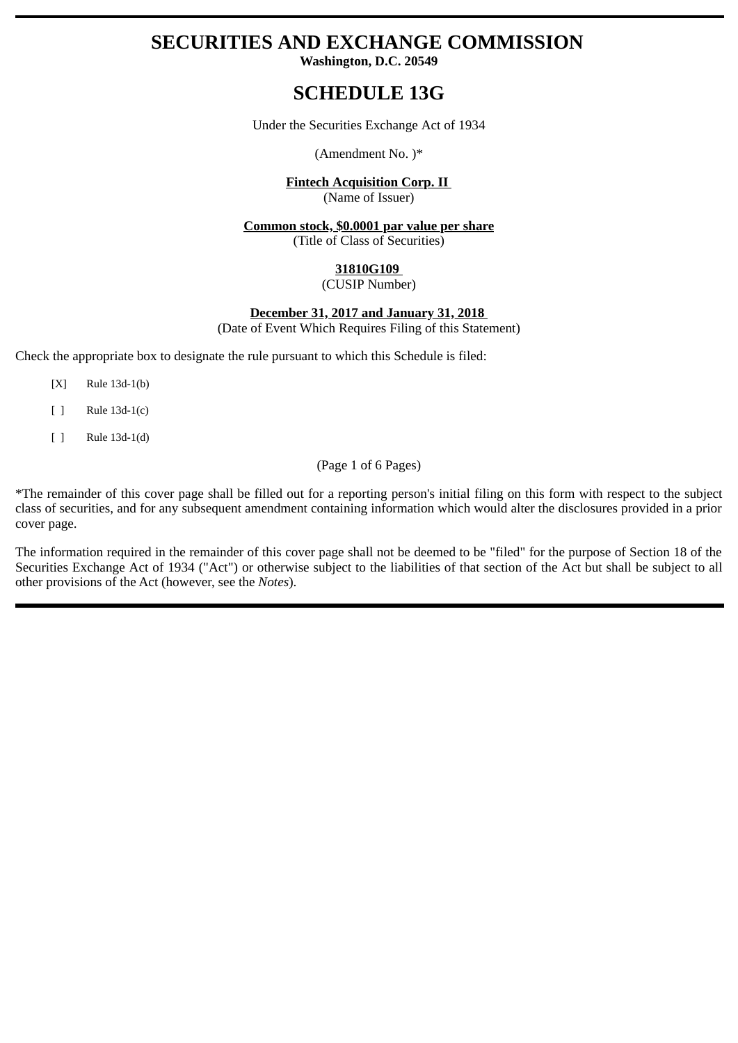# SECURITIES AND EXCHANGE COMMISSION

**Washington, D.C. 20549**

# SCHEDULE 13G

Under the Securities Exchange Act of 1934

(Amendment No. )*

**Fintech Acquisition Corp. II**
(Name of Issuer)

**Common stock, $0.0001 par value per share**
(Title of Class of Securities)

**31810G109**
(CUSIP Number)

**December 31, 2017 and January 31, 2018**
(Date of Event Which Requires Filing of this Statement)

Check the appropriate box to designate the rule pursuant to which this Schedule is filed:

[X] Rule 13d-1(b)

[ ] Rule 13d-1(c)

[ ] Rule 13d-1(d)

(Page 1 of 6 Pages)

*The remainder of this cover page shall be filled out for a reporting person's initial filing on this form with respect to the subject class of securities, and for any subsequent amendment containing information which would alter the disclosures provided in a prior cover page.

The information required in the remainder of this cover page shall not be deemed to be "filed" for the purpose of Section 18 of the Securities Exchange Act of 1934 ("Act") or otherwise subject to the liabilities of that section of the Act but shall be subject to all other provisions of the Act (however, see the *Notes*).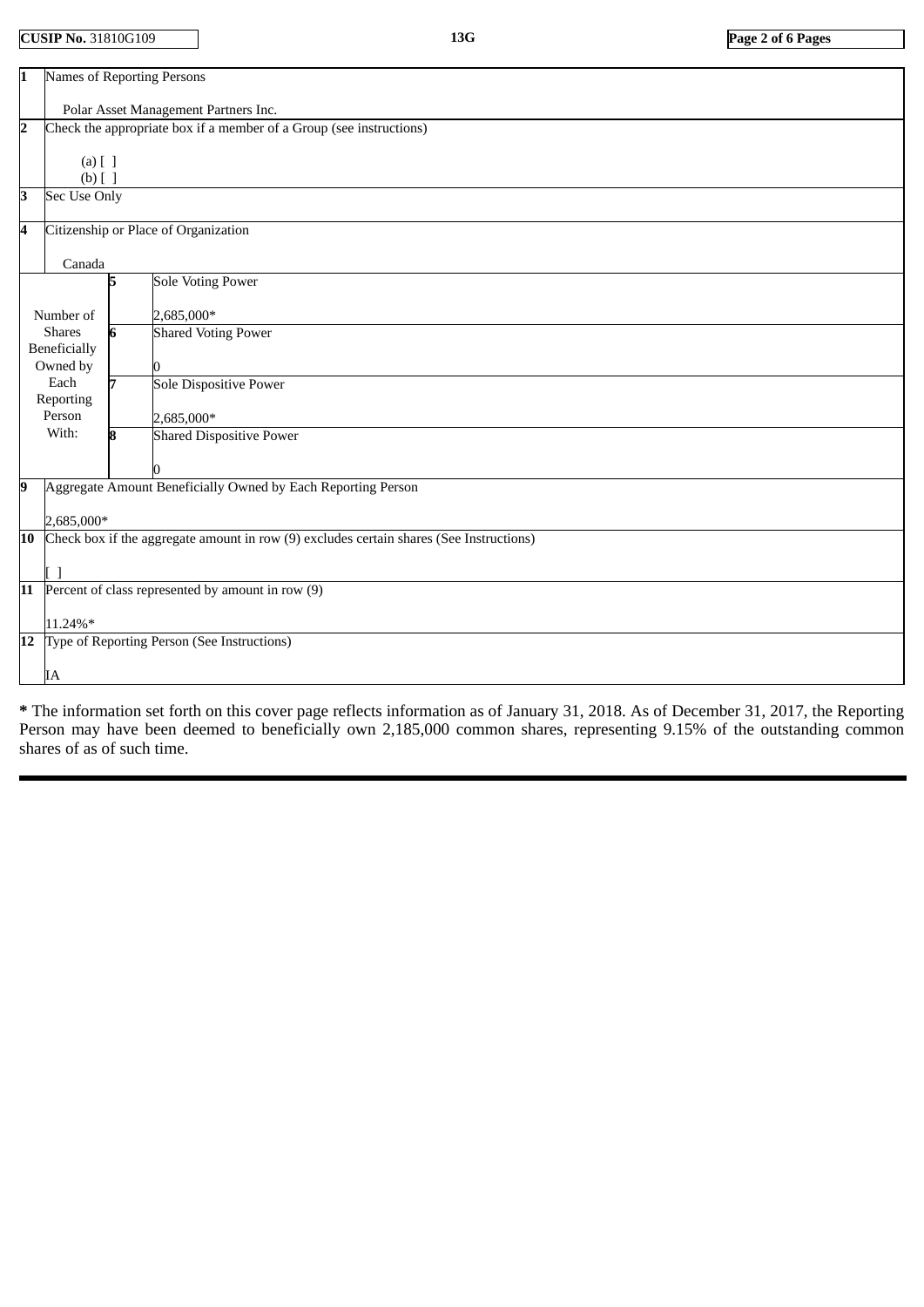CUSIP No. 31810G109 | 13G

| | | | |
|---|---|---|---|
| **1** | Names of Reporting Persons<br><br>Polar Asset Management Partners Inc. | | |
| **2** | Check the appropriate box if a member of a Group (see instructions)<br><br>(a) [ ]<br>(b) [ ] | | |
| **3** | Sec Use Only | | |
| **4** | Citizenship or Place of Organization<br><br>Canada | | |
| Number of Shares Beneficially Owned by Each Reporting Person With: | **5** | Sole Voting Power<br><br>2,685,000* | |
| | **6** | Shared Voting Power<br><br>0 | |
| | **7** | Sole Dispositive Power<br><br>2,685,000* | |
| | **8** | Shared Dispositive Power<br><br>0 | |
| **9** | Aggregate Amount Beneficially Owned by Each Reporting Person<br><br>2,685,000* | | |
| **10** | Check box if the aggregate amount in row (9) excludes certain shares (See Instructions)<br><br>[ ] | | |
| **11** | Percent of class represented by amount in row (9)<br><br>11.24%* | | |
| **12** | Type of Reporting Person (See Instructions)<br><br>IA | | |

**\*** The information set forth on this cover page reflects information as of January 31, 2018. As of December 31, 2017, the Reporting Person may have been deemed to beneficially own 2,185,000 common shares, representing 9.15% of the outstanding common shares of as of such time.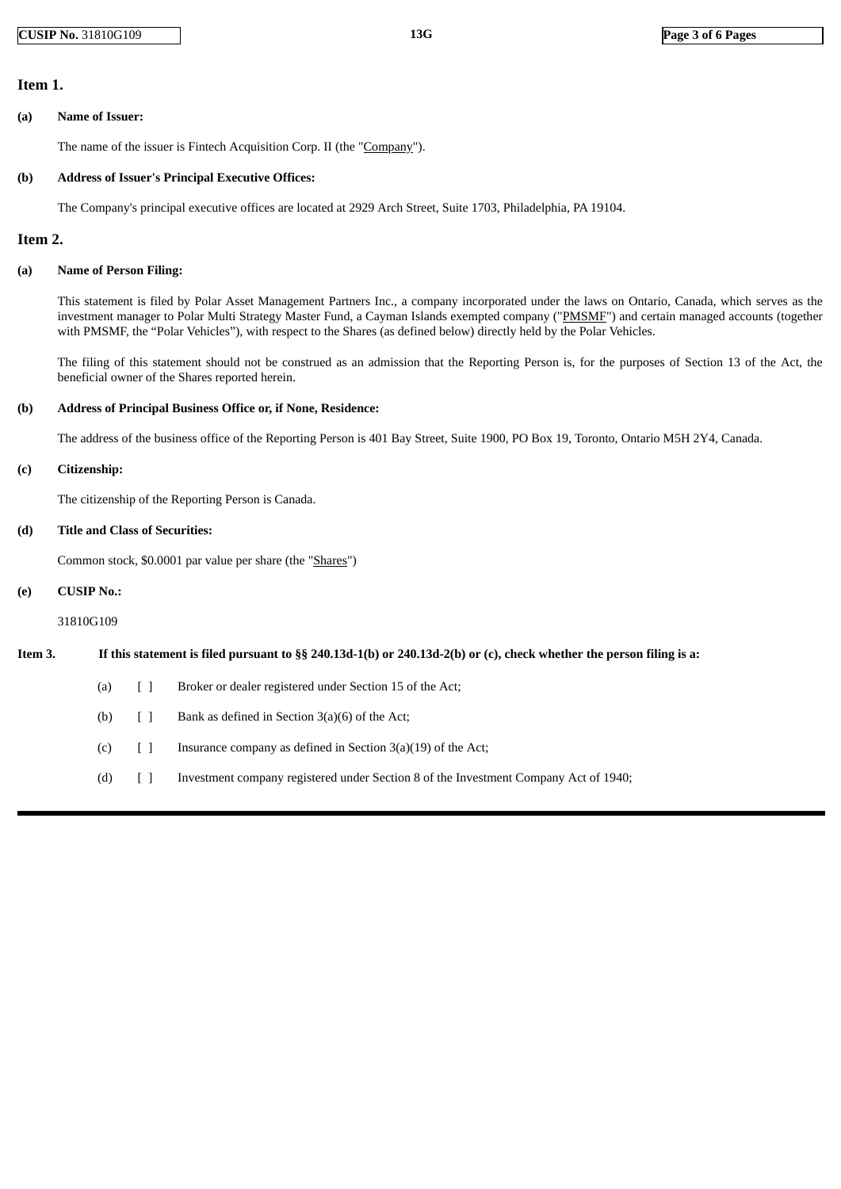## Item 1.

**(a) Name of Issuer:**

The name of the issuer is Fintech Acquisition Corp. II (the "Company").

**(b) Address of Issuer's Principal Executive Offices:**

The Company's principal executive offices are located at 2929 Arch Street, Suite 1703, Philadelphia, PA 19104.

## Item 2.

**(a) Name of Person Filing:**

This statement is filed by Polar Asset Management Partners Inc., a company incorporated under the laws on Ontario, Canada, which serves as the investment manager to Polar Multi Strategy Master Fund, a Cayman Islands exempted company ("PMSMF") and certain managed accounts (together with PMSMF, the "Polar Vehicles"), with respect to the Shares (as defined below) directly held by the Polar Vehicles.

The filing of this statement should not be construed as an admission that the Reporting Person is, for the purposes of Section 13 of the Act, the beneficial owner of the Shares reported herein.

**(b) Address of Principal Business Office or, if None, Residence:**

The address of the business office of the Reporting Person is 401 Bay Street, Suite 1900, PO Box 19, Toronto, Ontario M5H 2Y4, Canada.

**(c) Citizenship:**

The citizenship of the Reporting Person is Canada.

**(d) Title and Class of Securities:**

Common stock, $0.0001 par value per share (the "Shares")

**(e) CUSIP No.:**

31810G109

**Item 3. If this statement is filed pursuant to §§ 240.13d-1(b) or 240.13d-2(b) or (c), check whether the person filing is a:**

(a) [ ] Broker or dealer registered under Section 15 of the Act;

(b) [ ] Bank as defined in Section 3(a)(6) of the Act;

(c) [ ] Insurance company as defined in Section 3(a)(19) of the Act;

(d) [ ] Investment company registered under Section 8 of the Investment Company Act of 1940;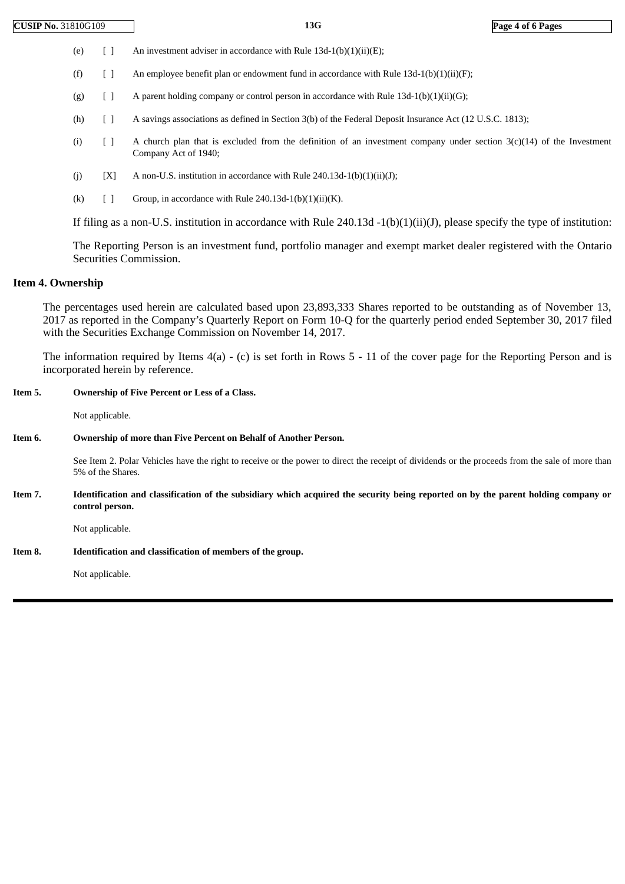(e) [ ] An investment adviser in accordance with Rule 13d-1(b)(1)(ii)(E);

(f) [ ] An employee benefit plan or endowment fund in accordance with Rule 13d-1(b)(1)(ii)(F);

(g) [ ] A parent holding company or control person in accordance with Rule 13d-1(b)(1)(ii)(G);

(h) [ ] A savings associations as defined in Section 3(b) of the Federal Deposit Insurance Act (12 U.S.C. 1813);

(i) [ ] A church plan that is excluded from the definition of an investment company under section 3(c)(14) of the Investment Company Act of 1940;

(j) [X] A non-U.S. institution in accordance with Rule 240.13d-1(b)(1)(ii)(J);

(k) [ ] Group, in accordance with Rule 240.13d-1(b)(1)(ii)(K).

If filing as a non-U.S. institution in accordance with Rule 240.13d -1(b)(1)(ii)(J), please specify the type of institution:

The Reporting Person is an investment fund, portfolio manager and exempt market dealer registered with the Ontario Securities Commission.

**Item 4. Ownership**

The percentages used herein are calculated based upon 23,893,333 Shares reported to be outstanding as of November 13, 2017 as reported in the Company's Quarterly Report on Form 10-Q for the quarterly period ended September 30, 2017 filed with the Securities Exchange Commission on November 14, 2017.

The information required by Items 4(a) - (c) is set forth in Rows 5 - 11 of the cover page for the Reporting Person and is incorporated herein by reference.

**Item 5. Ownership of Five Percent or Less of a Class.**

Not applicable.

**Item 6. Ownership of more than Five Percent on Behalf of Another Person.**

See Item 2. Polar Vehicles have the right to receive or the power to direct the receipt of dividends or the proceeds from the sale of more than 5% of the Shares.

**Item 7. Identification and classification of the subsidiary which acquired the security being reported on by the parent holding company or control person.**

Not applicable.

**Item 8. Identification and classification of members of the group.**

Not applicable.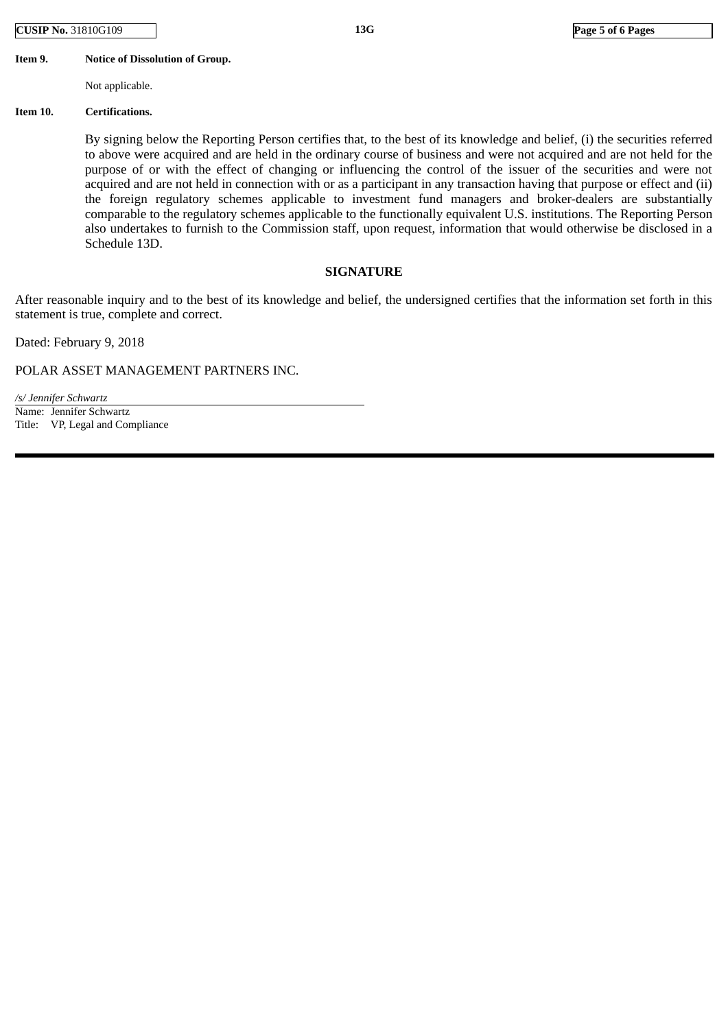**Item 9. Notice of Dissolution of Group.**

Not applicable.

**Item 10. Certifications.**

By signing below the Reporting Person certifies that, to the best of its knowledge and belief, (i) the securities referred to above were acquired and are held in the ordinary course of business and were not acquired and are not held for the purpose of or with the effect of changing or influencing the control of the issuer of the securities and were not acquired and are not held in connection with or as a participant in any transaction having that purpose or effect and (ii) the foreign regulatory schemes applicable to investment fund managers and broker-dealers are substantially comparable to the regulatory schemes applicable to the functionally equivalent U.S. institutions. The Reporting Person also undertakes to furnish to the Commission staff, upon request, information that would otherwise be disclosed in a Schedule 13D.

**SIGNATURE**

After reasonable inquiry and to the best of its knowledge and belief, the undersigned certifies that the information set forth in this statement is true, complete and correct.

Dated: February 9, 2018

POLAR ASSET MANAGEMENT PARTNERS INC.

*/s/ Jennifer Schwartz*
Name: Jennifer Schwartz
Title: VP, Legal and Compliance